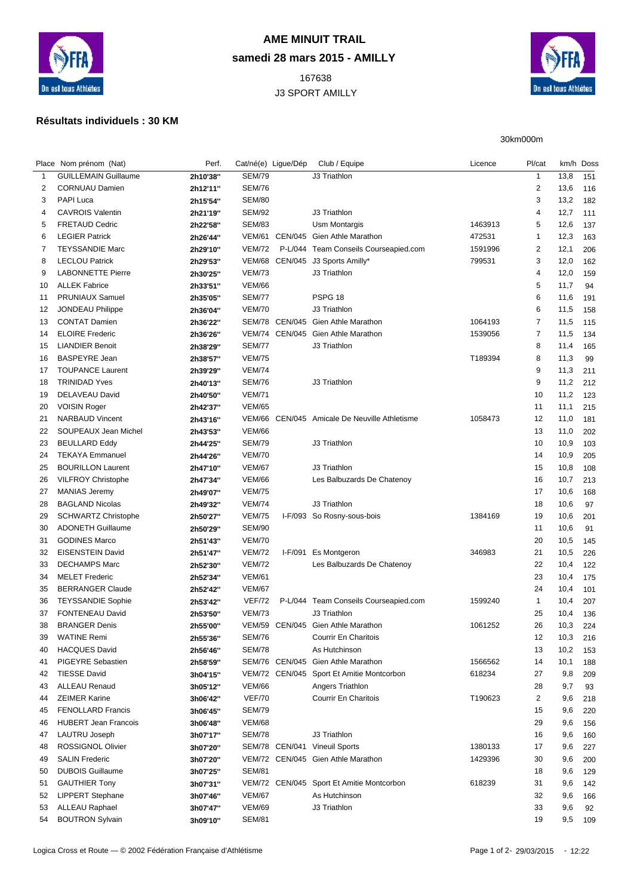# AME MINUIT TRAIL

## samedi 28 mars 2015 - AMILLY

167638

J3 SPORT AMILLY

### Résultats individuels : 30 KM

30km000m

| Place | Nom prénom (Nat) | Perf. | Cat/né(e) | Ligue/Dép | Club / Equipe | Licence | Pl/cat | km/h | Doss |
|---|---|---|---|---|---|---|---|---|---|
| 1 | GUILLEMAIN Guillaume | 2h10'38'' | SEM/79 | | J3 Triathlon | | 1 | 13,8 | 151 |
| 2 | CORNUAU Damien | 2h12'11'' | SEM/76 | | | | 2 | 13,6 | 116 |
| 3 | PAPI Luca | 2h15'54'' | SEM/80 | | | | 3 | 13,2 | 182 |
| 4 | CAVROIS Valentin | 2h21'19'' | SEM/92 | | J3 Triathlon | | 4 | 12,7 | 111 |
| 5 | FRETAUD Cedric | 2h22'58'' | SEM/83 | | Usm Montargis | 1463913 | 5 | 12,6 | 137 |
| 6 | LEGIER Patrick | 2h26'44'' | VEM/61 | CEN/045 | Gien Athle Marathon | 472531 | 1 | 12,3 | 163 |
| 7 | TEYSSANDIE Marc | 2h29'10'' | VEM/72 | P-L/044 | Team Conseils Courseapied.com | 1591996 | 2 | 12,1 | 206 |
| 8 | LECLOU Patrick | 2h29'53'' | VEM/68 | CEN/045 | J3 Sports Amilly* | 799531 | 3 | 12,0 | 162 |
| 9 | LABONNETTE Pierre | 2h30'25'' | VEM/73 | | J3 Triathlon | | 4 | 12,0 | 159 |
| 10 | ALLEK Fabrice | 2h33'51'' | VEM/66 | | | | 5 | 11,7 | 94 |
| 11 | PRUNIAUX Samuel | 2h35'05'' | SEM/77 | | PSPG 18 | | 6 | 11,6 | 191 |
| 12 | JONDEAU Philippe | 2h36'04'' | VEM/70 | | J3 Triathlon | | 6 | 11,5 | 158 |
| 13 | CONTAT Damien | 2h36'22'' | SEM/78 | CEN/045 | Gien Athle Marathon | 1064193 | 7 | 11,5 | 115 |
| 14 | ELOIRE Frederic | 2h36'26'' | VEM/74 | CEN/045 | Gien Athle Marathon | 1539056 | 7 | 11,5 | 134 |
| 15 | LIANDIER Benoit | 2h38'29'' | SEM/77 | | J3 Triathlon | | 8 | 11,4 | 165 |
| 16 | BASPEYRE Jean | 2h38'57'' | VEM/75 | | | T189394 | 8 | 11,3 | 99 |
| 17 | TOUPANCE Laurent | 2h39'29'' | VEM/74 | | | | 9 | 11,3 | 211 |
| 18 | TRINIDAD Yves | 2h40'13'' | SEM/76 | | J3 Triathlon | | 9 | 11,2 | 212 |
| 19 | DELAVEAU David | 2h40'50'' | VEM/71 | | | | 10 | 11,2 | 123 |
| 20 | VOISIN Roger | 2h42'37'' | VEM/65 | | | | 11 | 11,1 | 215 |
| 21 | NARBAUD Vincent | 2h43'16'' | VEM/66 | CEN/045 | Amicale De Neuville Athletisme | 1058473 | 12 | 11,0 | 181 |
| 22 | SOUPEAUX Jean Michel | 2h43'53'' | VEM/66 | | | | 13 | 11,0 | 202 |
| 23 | BEULLARD Eddy | 2h44'25'' | SEM/79 | | J3 Triathlon | | 10 | 10,9 | 103 |
| 24 | TEKAYA Emmanuel | 2h44'26'' | VEM/70 | | | | 14 | 10,9 | 205 |
| 25 | BOURILLON Laurent | 2h47'10'' | VEM/67 | | J3 Triathlon | | 15 | 10,8 | 108 |
| 26 | VILFROY Christophe | 2h47'34'' | VEM/66 | | Les Balbuzards De Chatenoy | | 16 | 10,7 | 213 |
| 27 | MANIAS Jeremy | 2h49'07'' | VEM/75 | | | | 17 | 10,6 | 168 |
| 28 | BAGLAND Nicolas | 2h49'32'' | VEM/74 | | J3 Triathlon | | 18 | 10,6 | 97 |
| 29 | SCHWARTZ Christophe | 2h50'27'' | VEM/75 | I-F/093 | So Rosny-sous-bois | 1384169 | 19 | 10,6 | 201 |
| 30 | ADONETH Guillaume | 2h50'29'' | SEM/90 | | | | 11 | 10,6 | 91 |
| 31 | GODINES Marco | 2h51'43'' | VEM/70 | | | | 20 | 10,5 | 145 |
| 32 | EISENSTEIN David | 2h51'47'' | VEM/72 | I-F/091 | Es Montgeron | 346983 | 21 | 10,5 | 226 |
| 33 | DECHAMPS Marc | 2h52'30'' | VEM/72 | | Les Balbuzards De Chatenoy | | 22 | 10,4 | 122 |
| 34 | MELET Frederic | 2h52'34'' | VEM/61 | | | | 23 | 10,4 | 175 |
| 35 | BERRANGER Claude | 2h52'42'' | VEM/67 | | | | 24 | 10,4 | 101 |
| 36 | TEYSSANDIE Sophie | 2h53'42'' | VEF/72 | P-L/044 | Team Conseils Courseapied.com | 1599240 | 1 | 10,4 | 207 |
| 37 | FONTENEAU David | 2h53'50'' | VEM/73 | | J3 Triathlon | | 25 | 10,4 | 136 |
| 38 | BRANGER Denis | 2h55'00'' | VEM/59 | CEN/045 | Gien Athle Marathon | 1061252 | 26 | 10,3 | 224 |
| 39 | WATINE Remi | 2h55'36'' | SEM/76 | | Courrir En Charitois | | 12 | 10,3 | 216 |
| 40 | HACQUES David | 2h56'46'' | SEM/78 | | As Hutchinson | | 13 | 10,2 | 153 |
| 41 | PIGEYRE Sebastien | 2h58'59'' | SEM/76 | CEN/045 | Gien Athle Marathon | 1566562 | 14 | 10,1 | 188 |
| 42 | TIESSE David | 3h04'15'' | VEM/72 | CEN/045 | Sport Et Amitie Montcorbon | 618234 | 27 | 9,8 | 209 |
| 43 | ALLEAU Renaud | 3h05'12'' | VEM/66 | | Angers Triathlon | | 28 | 9,7 | 93 |
| 44 | ZEIMER Karine | 3h06'42'' | VEF/70 | | Courrir En Charitois | T190623 | 2 | 9,6 | 218 |
| 45 | FENOLLARD Francis | 3h06'45'' | SEM/79 | | | | 15 | 9,6 | 220 |
| 46 | HUBERT Jean Francois | 3h06'48'' | VEM/68 | | | | 29 | 9,6 | 156 |
| 47 | LAUTRU Joseph | 3h07'17'' | SEM/78 | | J3 Triathlon | | 16 | 9,6 | 160 |
| 48 | ROSSIGNOL Olivier | 3h07'20'' | SEM/78 | CEN/041 | Vineuil Sports | 1380133 | 17 | 9,6 | 227 |
| 49 | SALIN Frederic | 3h07'20'' | VEM/72 | CEN/045 | Gien Athle Marathon | 1429396 | 30 | 9,6 | 200 |
| 50 | DUBOIS Guillaume | 3h07'25'' | SEM/81 | | | | 18 | 9,6 | 129 |
| 51 | GAUTHIER Tony | 3h07'31'' | VEM/72 | CEN/045 | Sport Et Amitie Montcorbon | 618239 | 31 | 9,6 | 142 |
| 52 | LIPPERT Stephane | 3h07'46'' | VEM/67 | | As Hutchinson | | 32 | 9,6 | 166 |
| 53 | ALLEAU Raphael | 3h07'47'' | VEM/69 | | J3 Triathlon | | 33 | 9,6 | 92 |
| 54 | BOUTRON Sylvain | 3h09'10'' | SEM/81 | | | | 19 | 9,5 | 109 |

Logica Cross et Route — © 2002 Fédération Française d'Athlétisme — 29/03/2015 - 12:22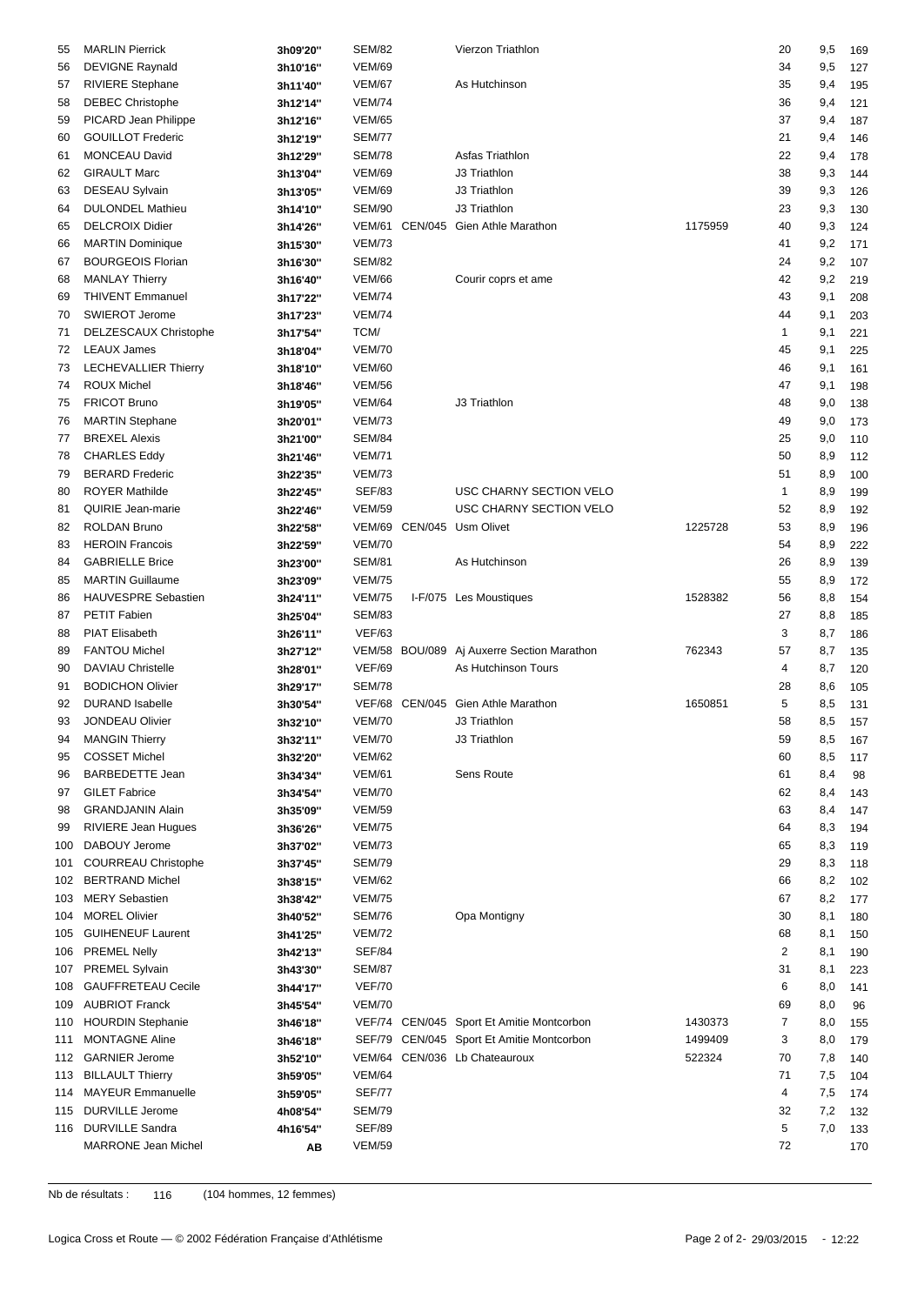| | | | | | | | | | |
|---|---|---|---|---|---|---|---|---|---|
| 55 | MARLIN Pierrick | 3h09'20'' | SEM/82 | | Vierzon Triathlon | | 20 | 9,5 | 169 |
| 56 | DEVIGNE Raynald | 3h10'16'' | VEM/69 | | | | 34 | 9,5 | 127 |
| 57 | RIVIERE Stephane | 3h11'40'' | VEM/67 | | As Hutchinson | | 35 | 9,4 | 195 |
| 58 | DEBEC Christophe | 3h12'14'' | VEM/74 | | | | 36 | 9,4 | 121 |
| 59 | PICARD Jean Philippe | 3h12'16'' | VEM/65 | | | | 37 | 9,4 | 187 |
| 60 | GOUILLOT Frederic | 3h12'19'' | SEM/77 | | | | 21 | 9,4 | 146 |
| 61 | MONCEAU David | 3h12'29'' | SEM/78 | | Asfas Triathlon | | 22 | 9,4 | 178 |
| 62 | GIRAULT Marc | 3h13'04'' | VEM/69 | | J3 Triathlon | | 38 | 9,3 | 144 |
| 63 | DESEAU Sylvain | 3h13'05'' | VEM/69 | | J3 Triathlon | | 39 | 9,3 | 126 |
| 64 | DULONDEL Mathieu | 3h14'10'' | SEM/90 | | J3 Triathlon | | 23 | 9,3 | 130 |
| 65 | DELCROIX Didier | 3h14'26'' | VEM/61 | CEN/045 | Gien Athle Marathon | 1175959 | 40 | 9,3 | 124 |
| 66 | MARTIN Dominique | 3h15'30'' | VEM/73 | | | | 41 | 9,2 | 171 |
| 67 | BOURGEOIS Florian | 3h16'30'' | SEM/82 | | | | 24 | 9,2 | 107 |
| 68 | MANLAY Thierry | 3h16'40'' | VEM/66 | | Courir coprs et ame | | 42 | 9,2 | 219 |
| 69 | THIVENT Emmanuel | 3h17'22'' | VEM/74 | | | | 43 | 9,1 | 208 |
| 70 | SWIEROT Jerome | 3h17'23'' | VEM/74 | | | | 44 | 9,1 | 203 |
| 71 | DELZESCAUX Christophe | 3h17'54'' | TCM/ | | | | 1 | 9,1 | 221 |
| 72 | LEAUX James | 3h18'04'' | VEM/70 | | | | 45 | 9,1 | 225 |
| 73 | LECHEVALLIER Thierry | 3h18'10'' | VEM/60 | | | | 46 | 9,1 | 161 |
| 74 | ROUX Michel | 3h18'46'' | VEM/56 | | | | 47 | 9,1 | 198 |
| 75 | FRICOT Bruno | 3h19'05'' | VEM/64 | | J3 Triathlon | | 48 | 9,0 | 138 |
| 76 | MARTIN Stephane | 3h20'01'' | VEM/73 | | | | 49 | 9,0 | 173 |
| 77 | BREXEL Alexis | 3h21'00'' | SEM/84 | | | | 25 | 9,0 | 110 |
| 78 | CHARLES Eddy | 3h21'46'' | VEM/71 | | | | 50 | 8,9 | 112 |
| 79 | BERARD Frederic | 3h22'35'' | VEM/73 | | | | 51 | 8,9 | 100 |
| 80 | ROYER Mathilde | 3h22'45'' | SEF/83 | | USC CHARNY SECTION VELO | | 1 | 8,9 | 199 |
| 81 | QUIRIE Jean-marie | 3h22'46'' | VEM/59 | | USC CHARNY SECTION VELO | | 52 | 8,9 | 192 |
| 82 | ROLDAN Bruno | 3h22'58'' | VEM/69 | CEN/045 | Usm Olivet | 1225728 | 53 | 8,9 | 196 |
| 83 | HEROIN Francois | 3h22'59'' | VEM/70 | | | | 54 | 8,9 | 222 |
| 84 | GABRIELLE Brice | 3h23'00'' | SEM/81 | | As Hutchinson | | 26 | 8,9 | 139 |
| 85 | MARTIN Guillaume | 3h23'09'' | VEM/75 | | | | 55 | 8,9 | 172 |
| 86 | HAUVESPRE Sebastien | 3h24'11'' | VEM/75 | I-F/075 | Les Moustiques | 1528382 | 56 | 8,8 | 154 |
| 87 | PETIT Fabien | 3h25'04'' | SEM/83 | | | | 27 | 8,8 | 185 |
| 88 | PIAT Elisabeth | 3h26'11'' | VEF/63 | | | | 3 | 8,7 | 186 |
| 89 | FANTOU Michel | 3h27'12'' | VEM/58 | BOU/089 | Aj Auxerre Section Marathon | 762343 | 57 | 8,7 | 135 |
| 90 | DAVIAU Christelle | 3h28'01'' | VEF/69 | | As Hutchinson Tours | | 4 | 8,7 | 120 |
| 91 | BODICHON Olivier | 3h29'17'' | SEM/78 | | | | 28 | 8,6 | 105 |
| 92 | DURAND Isabelle | 3h30'54'' | VEF/68 | CEN/045 | Gien Athle Marathon | 1650851 | 5 | 8,5 | 131 |
| 93 | JONDEAU Olivier | 3h32'10'' | VEM/70 | | J3 Triathlon | | 58 | 8,5 | 157 |
| 94 | MANGIN Thierry | 3h32'11'' | VEM/70 | | J3 Triathlon | | 59 | 8,5 | 167 |
| 95 | COSSET Michel | 3h32'20'' | VEM/62 | | | | 60 | 8,5 | 117 |
| 96 | BARBEDETTE Jean | 3h34'34'' | VEM/61 | | Sens Route | | 61 | 8,4 | 98 |
| 97 | GILET Fabrice | 3h34'54'' | VEM/70 | | | | 62 | 8,4 | 143 |
| 98 | GRANDJANIN Alain | 3h35'09'' | VEM/59 | | | | 63 | 8,4 | 147 |
| 99 | RIVIERE Jean Hugues | 3h36'26'' | VEM/75 | | | | 64 | 8,3 | 194 |
| 100 | DABOUY Jerome | 3h37'02'' | VEM/73 | | | | 65 | 8,3 | 119 |
| 101 | COURREAU Christophe | 3h37'45'' | SEM/79 | | | | 29 | 8,3 | 118 |
| 102 | BERTRAND Michel | 3h38'15'' | VEM/62 | | | | 66 | 8,2 | 102 |
| 103 | MERY Sebastien | 3h38'42'' | VEM/75 | | | | 67 | 8,2 | 177 |
| 104 | MOREL Olivier | 3h40'52'' | SEM/76 | | Opa Montigny | | 30 | 8,1 | 180 |
| 105 | GUIHENEUF Laurent | 3h41'25'' | VEM/72 | | | | 68 | 8,1 | 150 |
| 106 | PREMEL Nelly | 3h42'13'' | SEF/84 | | | | 2 | 8,1 | 190 |
| 107 | PREMEL Sylvain | 3h43'30'' | SEM/87 | | | | 31 | 8,1 | 223 |
| 108 | GAUFFRETEAU Cecile | 3h44'17'' | VEF/70 | | | | 6 | 8,0 | 141 |
| 109 | AUBRIOT Franck | 3h45'54'' | VEM/70 | | | | 69 | 8,0 | 96 |
| 110 | HOURDIN Stephanie | 3h46'18'' | VEF/74 | CEN/045 | Sport Et Amitie Montcorbon | 1430373 | 7 | 8,0 | 155 |
| 111 | MONTAGNE Aline | 3h46'18'' | SEF/79 | CEN/045 | Sport Et Amitie Montcorbon | 1499409 | 3 | 8,0 | 179 |
| 112 | GARNIER Jerome | 3h52'10'' | VEM/64 | CEN/036 | Lb Chateauroux | 522324 | 70 | 7,8 | 140 |
| 113 | BILLAULT Thierry | 3h59'05'' | VEM/64 | | | | 71 | 7,5 | 104 |
| 114 | MAYEUR Emmanuelle | 3h59'05'' | SEF/77 | | | | 4 | 7,5 | 174 |
| 115 | DURVILLE Jerome | 4h08'54'' | SEM/79 | | | | 32 | 7,2 | 132 |
| 116 | DURVILLE Sandra | 4h16'54'' | SEF/89 | | | | 5 | 7,0 | 133 |
| | MARRONE Jean Michel | AB | VEM/59 | | | | 72 | | 170 |

Nb de résultats : 116 (104 hommes, 12 femmes)

Logica Cross et Route — © 2002 Fédération Française d'Athlétisme 29/03/2015 - 12:22